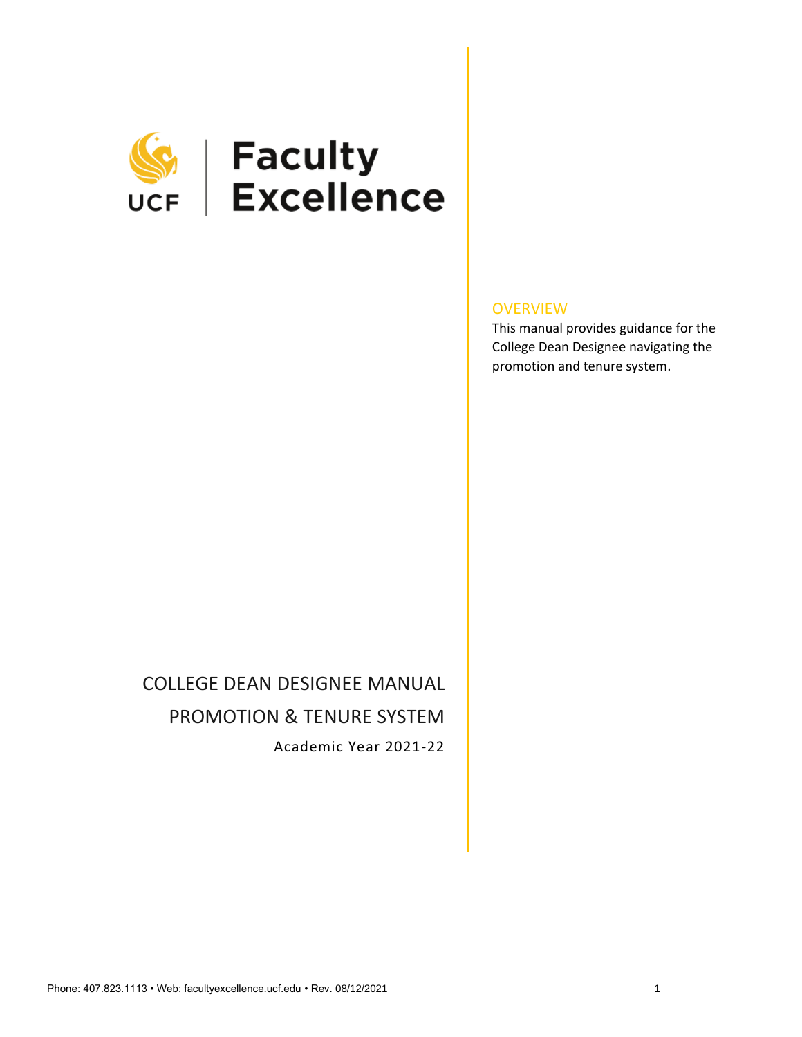# Faculty Excellence

UCF

## OVERVIEW

This manual provides guidance for the College Dean Designee navigating the promotion and tenure system.

# COLLEGE DEAN DESIGNEE MANUAL

# PROMOTION & TENURE SYSTEM

Academic Year 2021-22

Phone: 407.823.1113 • Web: facultyexcellence.ucf.edu • Rev. 08/12/2021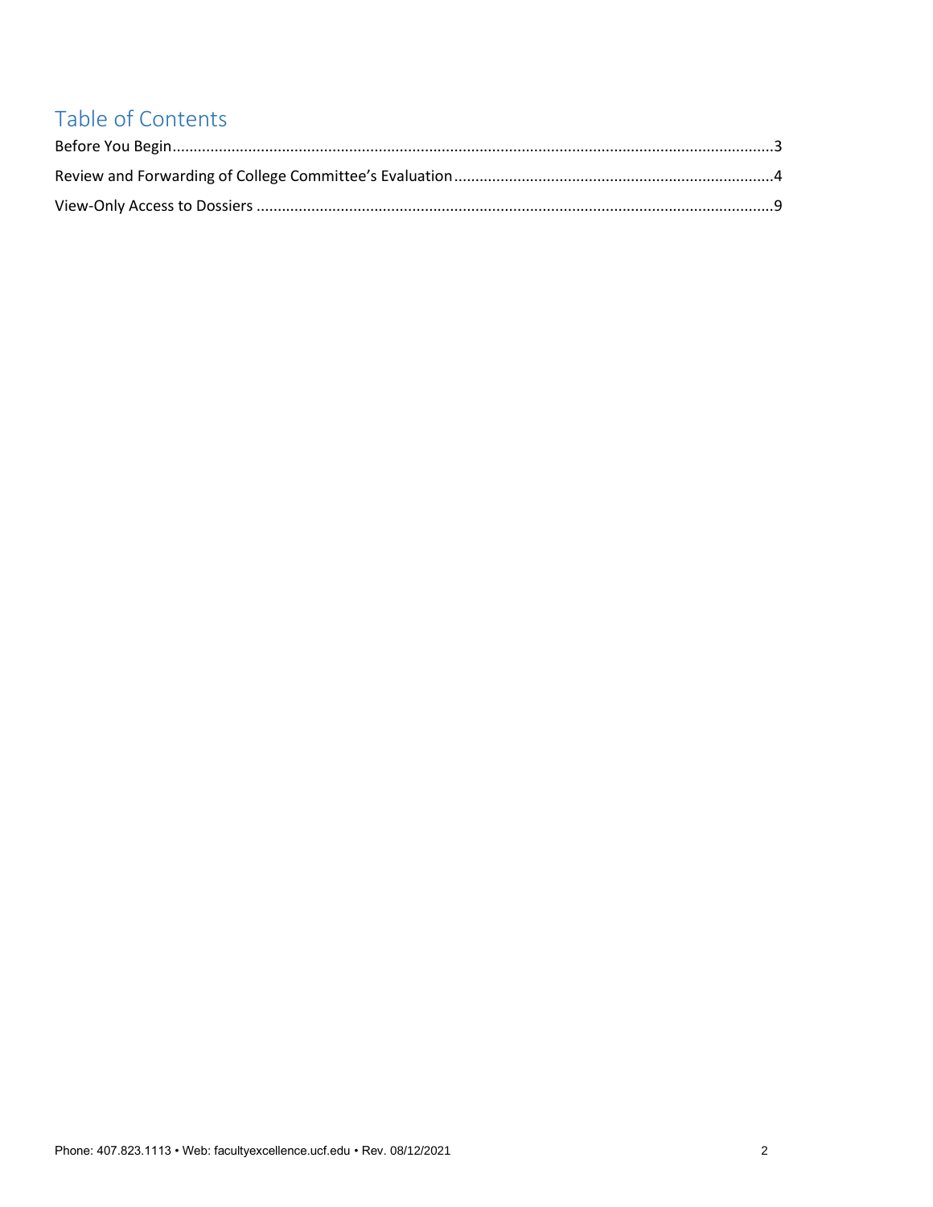# Table of Contents

Before You Begin........................................................................................................................................3

Review and Forwarding of College Committee's Evaluation...........................................................................4

View-Only Access to Dossiers ........................................................................................................................9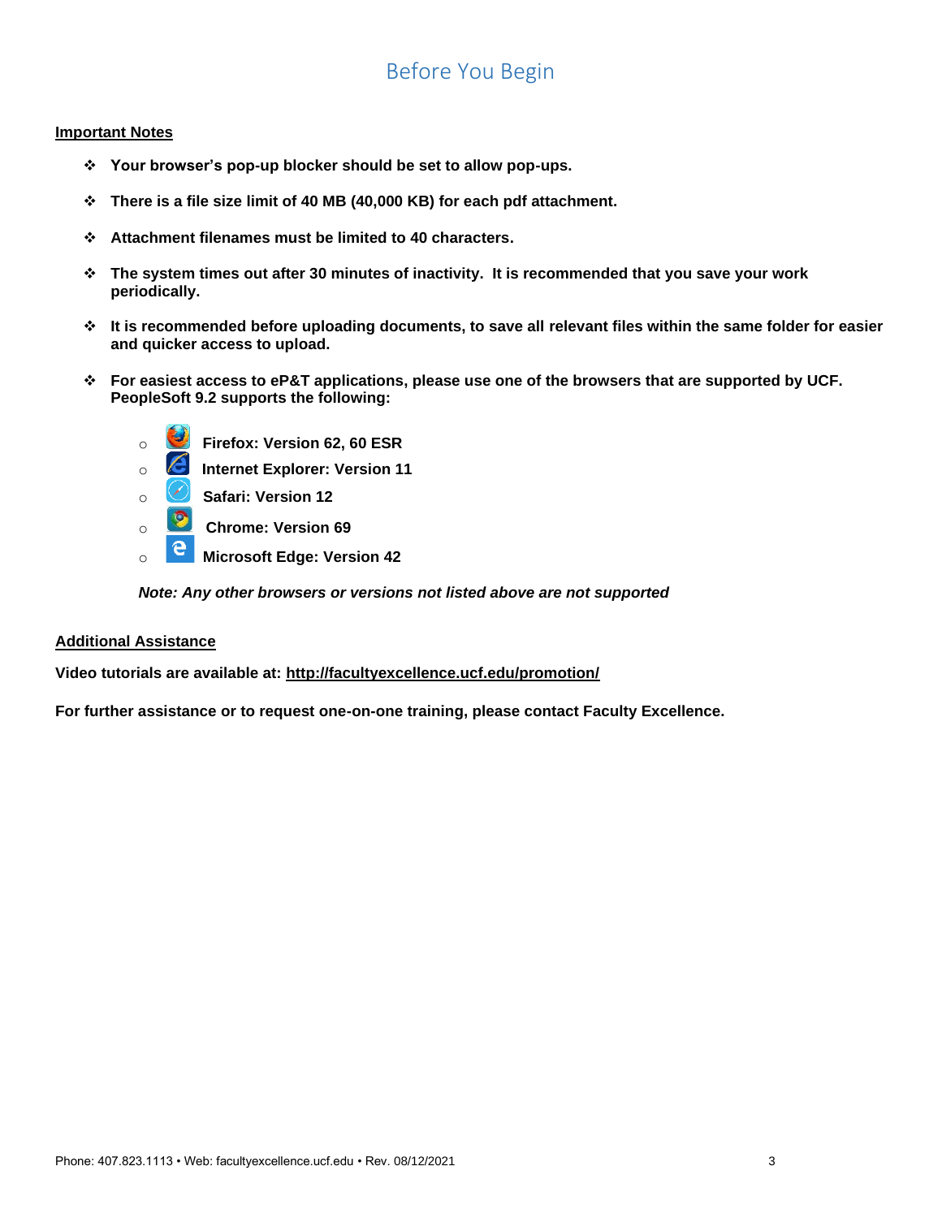# Before You Begin

**Important Notes**

- **Your browser's pop-up blocker should be set to allow pop-ups.**
- **There is a file size limit of 40 MB (40,000 KB) for each pdf attachment.**
- **Attachment filenames must be limited to 40 characters.**
- **The system times out after 30 minutes of inactivity. It is recommended that you save your work periodically.**
- **It is recommended before uploading documents, to save all relevant files within the same folder for easier and quicker access to upload.**
- **For easiest access to eP&T applications, please use one of the browsers that are supported by UCF. PeopleSoft 9.2 supports the following:**
  - **Firefox: Version 62, 60 ESR**
  - **Internet Explorer: Version 11**
  - **Safari: Version 12**
  - **Chrome: Version 69**
  - **Microsoft Edge: Version 42**

  ***Note: Any other browsers or versions not listed above are not supported***

**Additional Assistance**

**Video tutorials are available at: http://facultyexcellence.ucf.edu/promotion/**

**For further assistance or to request one-on-one training, please contact Faculty Excellence.**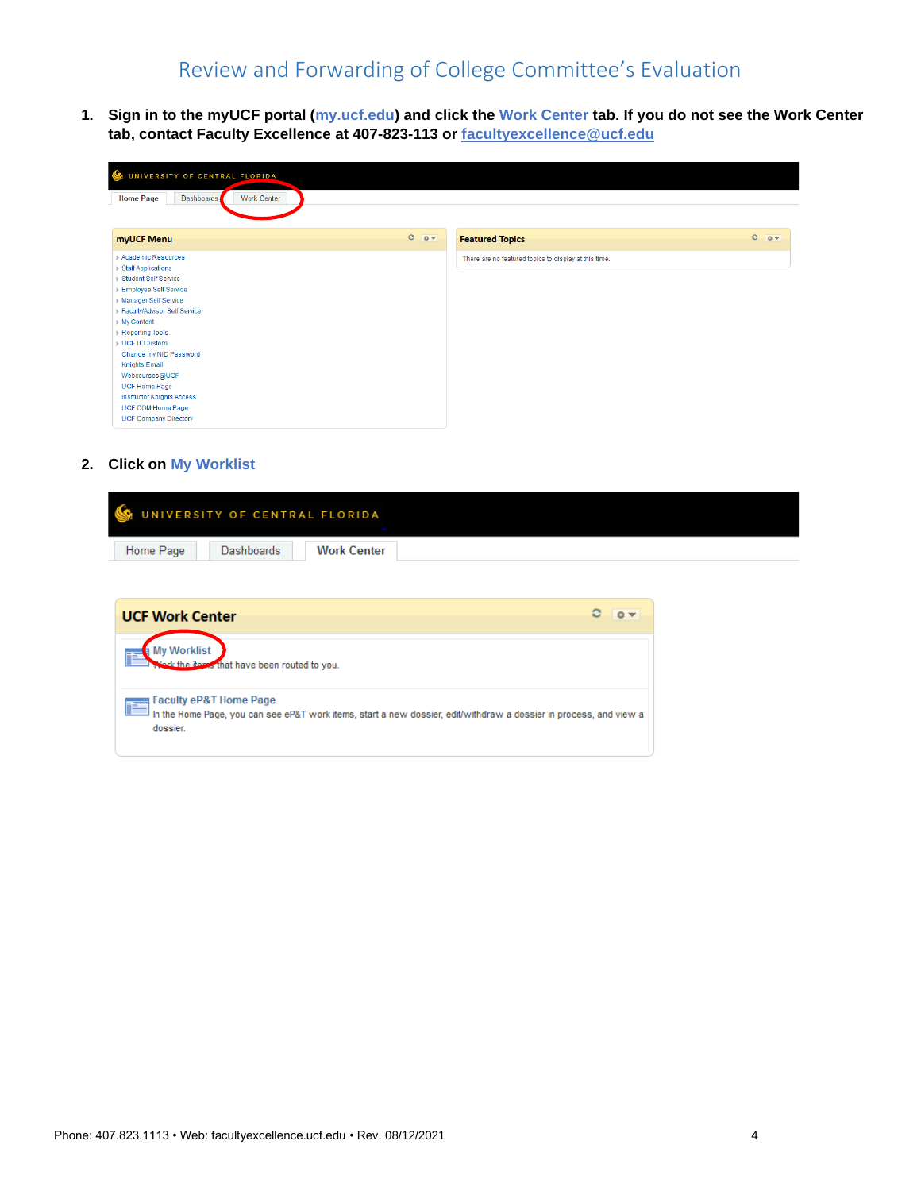# Review and Forwarding of College Committee's Evaluation

1. **Sign in to the myUCF portal (my.ucf.edu) and click the Work Center tab. If you do not see the Work Center tab, contact Faculty Excellence at 407-823-113 or [facultyexcellence@ucf.edu](mailto:facultyexcellence@ucf.edu)**

2. **Click on My Worklist**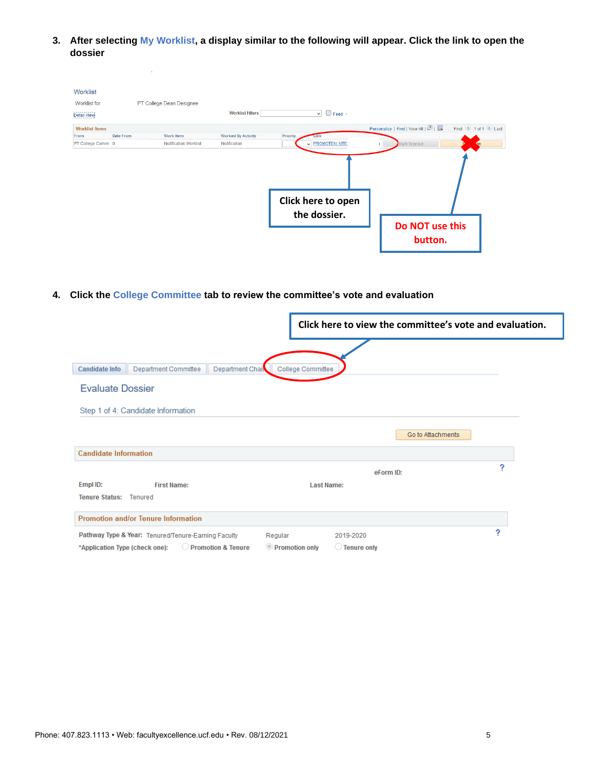3. **After selecting My Worklist, a display similar to the following will appear. Click the link to open the dossier**

Worklist

Worklist for PT College Dean Designee

Detail View

Worklist Filters

Feed

Worklist Items

Personalize | Find | View All | First 1 of 1 Last

| From | Date From | Work Item | Worked By Activity | Priority | Link | | |
|---|---|---|---|---|---|---|---|
| PT College Comm | 0 | Notification Worklist | Notification | | PROMOTEN_NTE | Mark Worked | |

Click here to open the dossier.

Do NOT use this button.

4. **Click the College Committee tab to review the committee's vote and evaluation**

Click here to view the committee's vote and evaluation.

Candidate Info | Department Committee | Department Chair | College Committee

Evaluate Dossier

Step 1 of 4: Candidate Information

Go to Attachments

**Candidate Information**

eForm ID:

**Empl ID:** **First Name:** **Last Name:**

**Tenure Status:** Tenured

**Promotion and/or Tenure Information**

**Pathway Type & Year:** Tenured/Tenure-Earning Faculty Regular 2019-2020

***Application Type (check one):** Promotion & Tenure | Promotion only | Tenure only

Phone: 407.823.1113 • Web: facultyexcellence.ucf.edu • Rev. 08/12/2021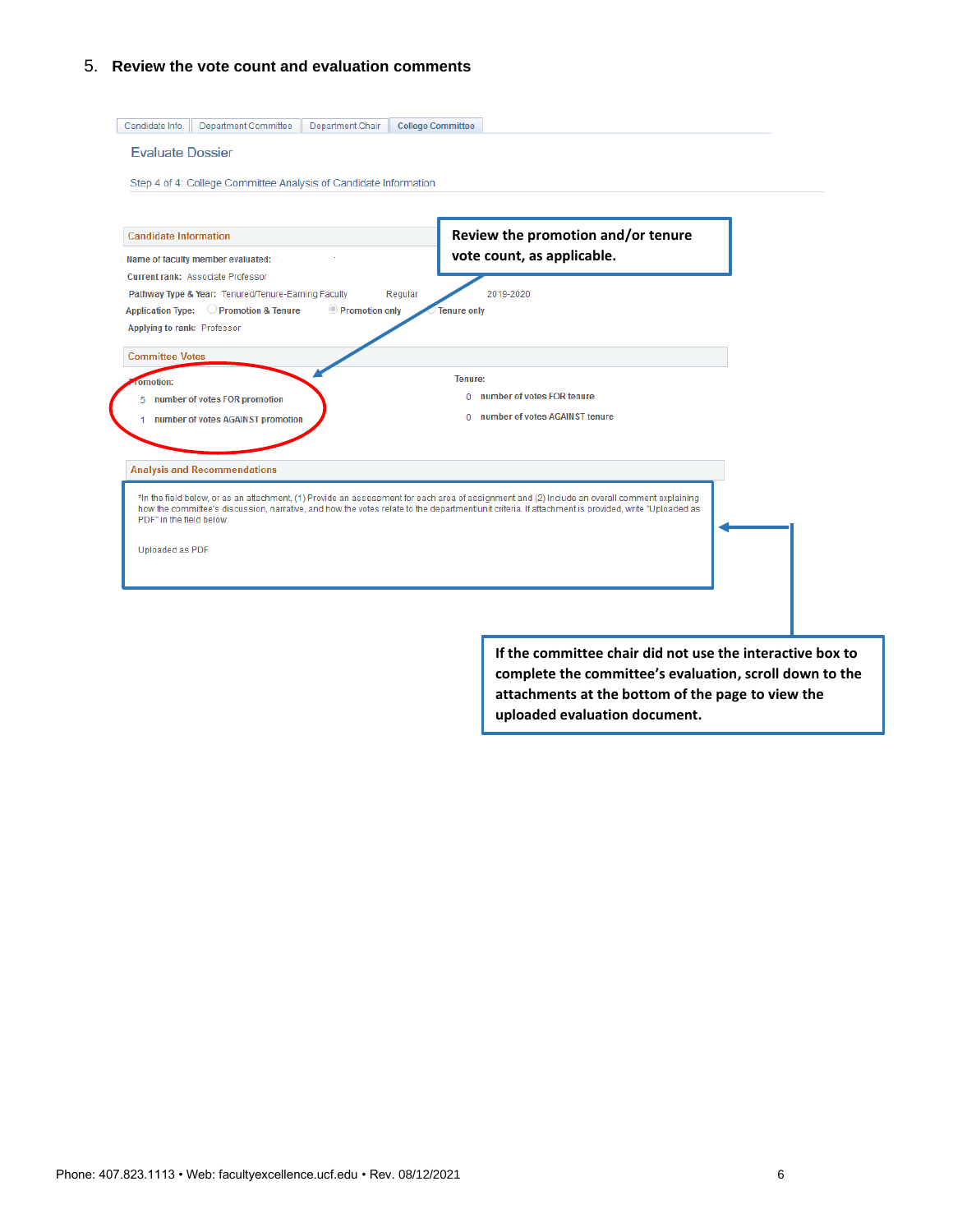5. **Review the vote count and evaluation comments**

Candidate Info | Department Committee | Department Chair | College Committee

Evaluate Dossier

Step 4 of 4: College Committee Analysis of Candidate Information

**Review the promotion and/or tenure vote count, as applicable.**

Candidate Information

Name of faculty member evaluated:

Current rank: Associate Professor

Pathway Type & Year: Tenured/Tenure-Earning Faculty Regular 2019-2020

Application Type: Promotion & Tenure / Promotion only / Tenure only

Applying to rank: Professor

Committee Votes

Promotion:

5 number of votes FOR promotion

1 number of votes AGAINST promotion

Tenure:

0 number of votes FOR tenure

0 number of votes AGAINST tenure

Analysis and Recommendations

*In the field below, or as an attachment, (1) Provide an assessment for each area of assignment and (2) Include an overall comment explaining how the committee's discussion, narrative, and how the votes relate to the department/unit criteria. If attachment is provided, write "Uploaded as PDF" in the field below.

Uploaded as PDF

**If the committee chair did not use the interactive box to complete the committee's evaluation, scroll down to the attachments at the bottom of the page to view the uploaded evaluation document.**

Phone: 407.823.1113 • Web: facultyexcellence.ucf.edu • Rev. 08/12/2021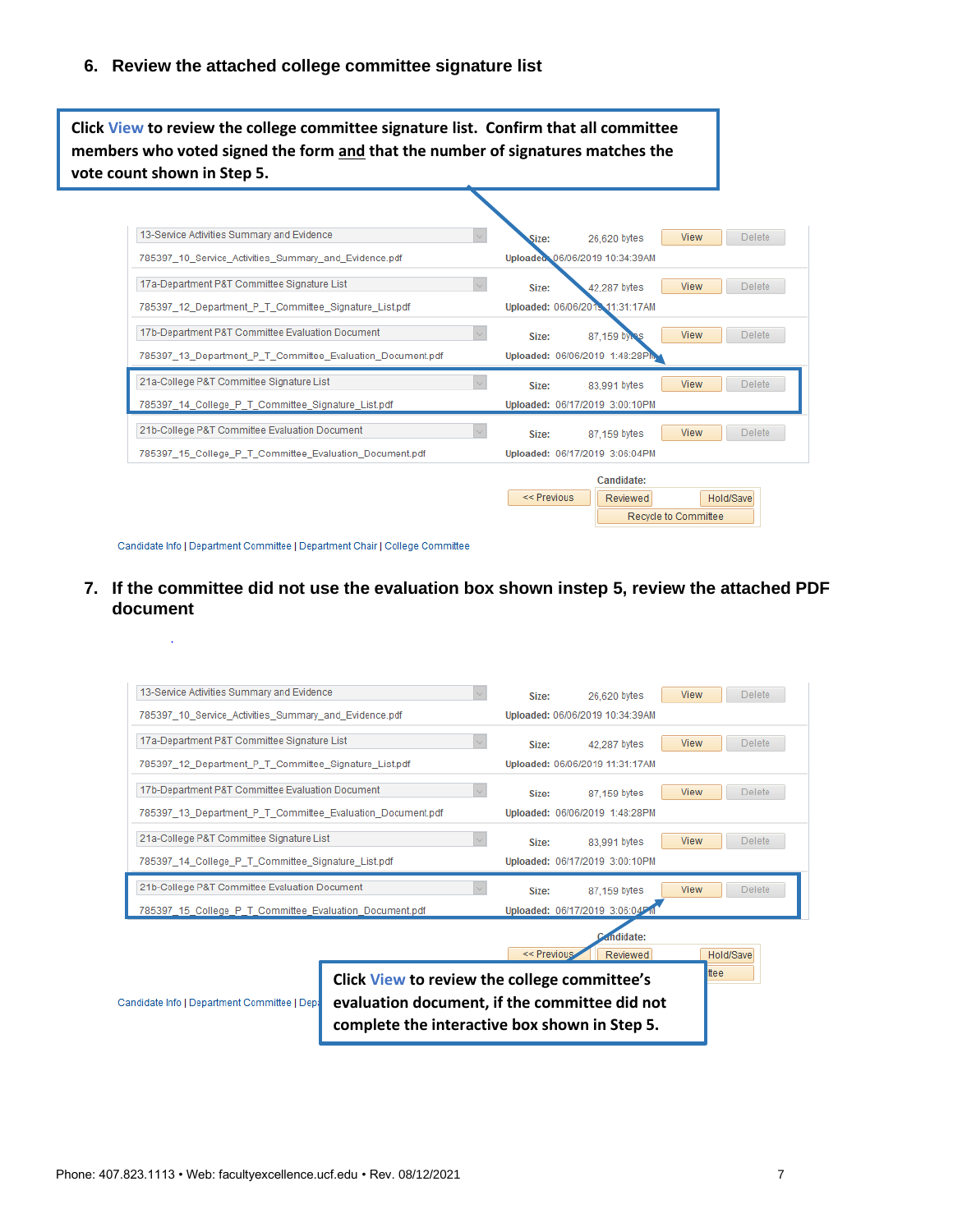## 6. Review the attached college committee signature list

**Click View to review the college committee signature list. Confirm that all committee members who voted signed the form and that the number of signatures matches the vote count shown in Step 5.**

| Document | Size | Uploaded | | |
|---|---|---|---|---|
| 13-Service Activities Summary and Evidence<br>785397_10_Service_Activities_Summary_and_Evidence.pdf | 26,620 bytes | 06/06/2019 10:34:39AM | View | Delete |
| 17a-Department P&T Committee Signature List<br>785397_12_Department_P_T_Committee_Signature_List.pdf | 42,287 bytes | 06/06/2019 11:31:17AM | View | Delete |
| 17b-Department P&T Committee Evaluation Document<br>785397_13_Department_P_T_Committee_Evaluation_Document.pdf | 87,159 bytes | 06/06/2019 1:48:28PM | View | Delete |
| 21a-College P&T Committee Signature List<br>785397_14_College_P_T_Committee_Signature_List.pdf | 83,991 bytes | 06/17/2019 3:00:10PM | View | Delete |
| 21b-College P&T Committee Evaluation Document<br>785397_15_College_P_T_Committee_Evaluation_Document.pdf | 87,159 bytes | 06/17/2019 3:06:04PM | View | Delete |

Candidate: << Previous | Reviewed | Hold/Save | Recycle to Committee

Candidate Info | Department Committee | Department Chair | College Committee

## 7. If the committee did not use the evaluation box shown instep 5, review the attached PDF document

| Document | Size | Uploaded | | |
|---|---|---|---|---|
| 13-Service Activities Summary and Evidence<br>785397_10_Service_Activities_Summary_and_Evidence.pdf | 26,620 bytes | 06/06/2019 10:34:39AM | View | Delete |
| 17a-Department P&T Committee Signature List<br>785397_12_Department_P_T_Committee_Signature_List.pdf | 42,287 bytes | 06/06/2019 11:31:17AM | View | Delete |
| 17b-Department P&T Committee Evaluation Document<br>785397_13_Department_P_T_Committee_Evaluation_Document.pdf | 87,159 bytes | 06/06/2019 1:48:28PM | View | Delete |
| 21a-College P&T Committee Signature List<br>785397_14_College_P_T_Committee_Signature_List.pdf | 83,991 bytes | 06/17/2019 3:00:10PM | View | Delete |
| 21b-College P&T Committee Evaluation Document<br>785397_15_College_P_T_Committee_Evaluation_Document.pdf | 87,159 bytes | 06/17/2019 3:06:04PM | View | Delete |

Candidate: << Previous | Reviewed | Hold/Save | Recycle to Committee

Candidate Info | Department Committee | Department Chair | College Committee

**Click View to review the college committee's evaluation document, if the committee did not complete the interactive box shown in Step 5.**

Phone: 407.823.1113 • Web: facultyexcellence.ucf.edu • Rev. 08/12/2021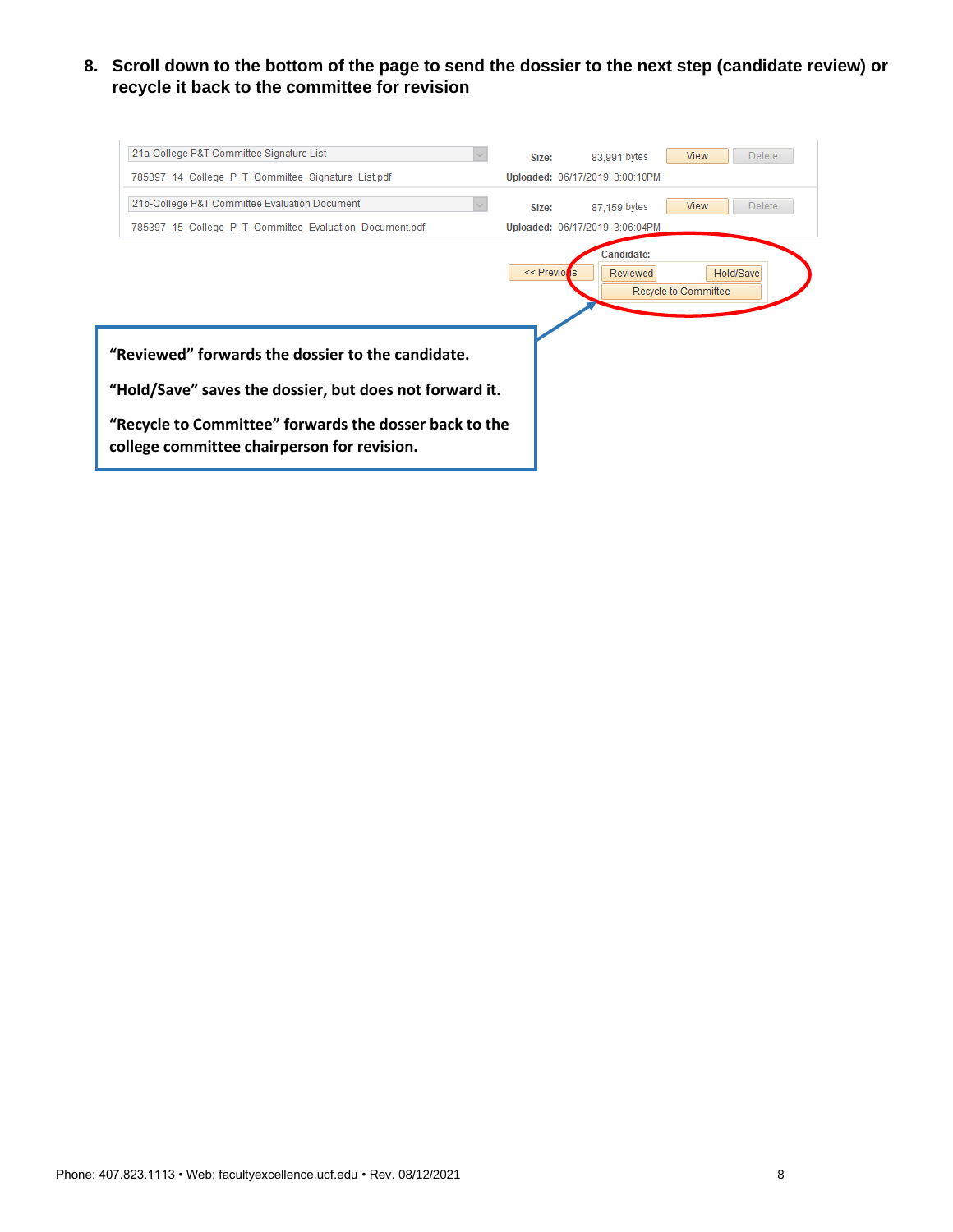8. **Scroll down to the bottom of the page to send the dossier to the next step (candidate review) or recycle it back to the committee for revision**

| | | |
|---|---|---|
| 21a-College P&T Committee Signature List | Size: 83,991 bytes | View / Delete |
| 785397_14_College_P_T_Committee_Signature_List.pdf | Uploaded: 06/17/2019 3:00:10PM | |
| 21b-College P&T Committee Evaluation Document | Size: 87,159 bytes | View / Delete |
| 785397_15_College_P_T_Committee_Evaluation_Document.pdf | Uploaded: 06/17/2019 3:06:04PM | |

<< Previous

Candidate:

Reviewed | Hold/Save

Recycle to Committee

**"Reviewed" forwards the dossier to the candidate.**

**"Hold/Save" saves the dossier, but does not forward it.**

**"Recycle to Committee" forwards the dosser back to the college committee chairperson for revision.**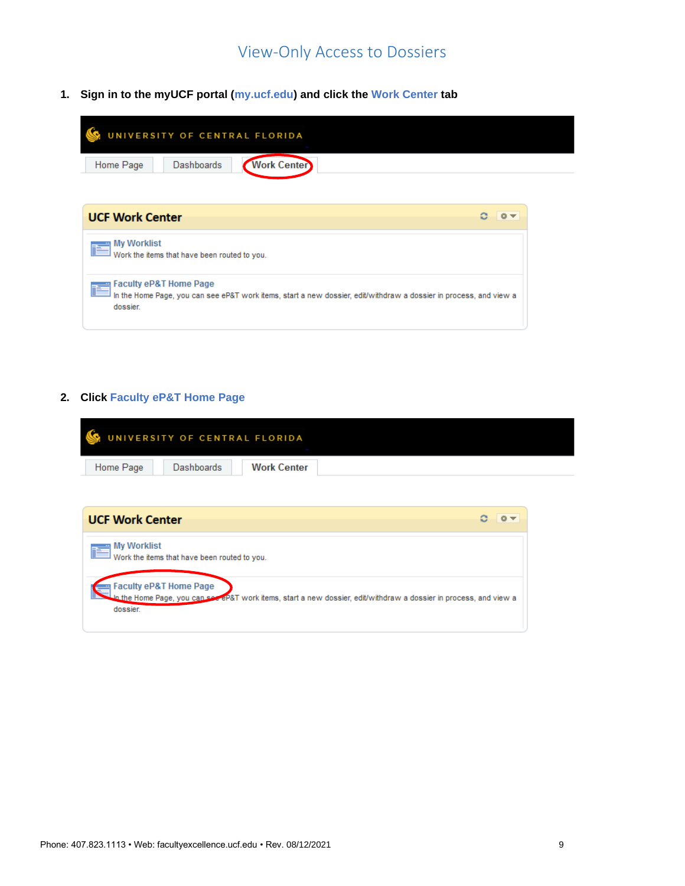# View-Only Access to Dossiers

1. **Sign in to the myUCF portal (my.ucf.edu) and click the Work Center tab**

UNIVERSITY OF CENTRAL FLORIDA

Home Page | Dashboards | Work Center

**UCF Work Center**

**My Worklist**
Work the items that have been routed to you.

**Faculty eP&T Home Page**
In the Home Page, you can see eP&T work items, start a new dossier, edit/withdraw a dossier in process, and view a dossier.

2. **Click Faculty eP&T Home Page**

UNIVERSITY OF CENTRAL FLORIDA

Home Page | Dashboards | Work Center

**UCF Work Center**

**My Worklist**
Work the items that have been routed to you.

**Faculty eP&T Home Page**
In the Home Page, you can see eP&T work items, start a new dossier, edit/withdraw a dossier in process, and view a dossier.

Phone: 407.823.1113 • Web: facultyexcellence.ucf.edu • Rev. 08/12/2021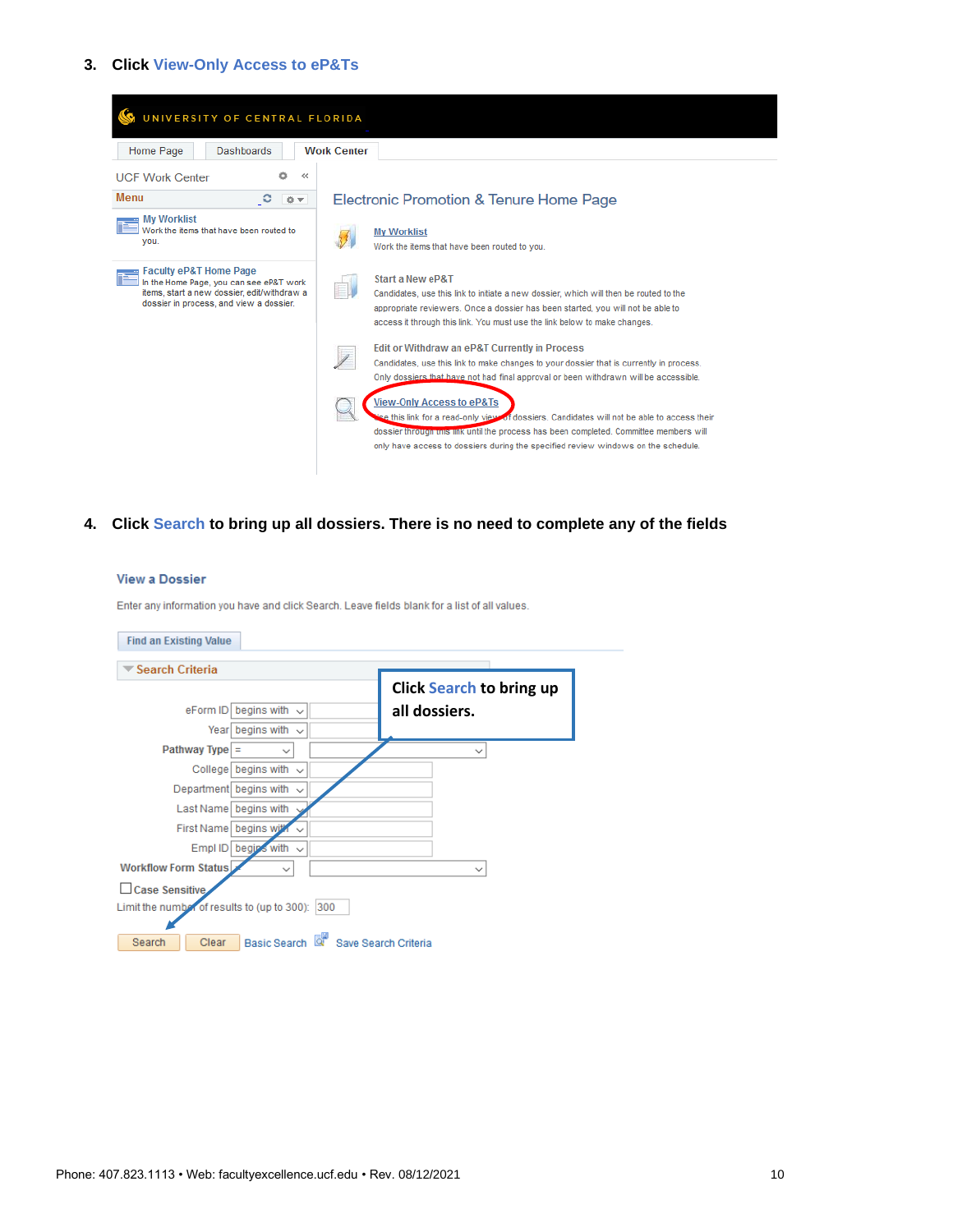3. **Click View-Only Access to eP&Ts**

UNIVERSITY OF CENTRAL FLORIDA

Home Page | Dashboards | Work Center

UCF Work Center

Menu

My Worklist
Work the items that have been routed to you.

Faculty eP&T Home Page
In the Home Page, you can see eP&T work items, start a new dossier, edit/withdraw a dossier in process, and view a dossier.

Electronic Promotion & Tenure Home Page

My Worklist
Work the items that have been routed to you.

Start a New eP&T
Candidates, use this link to initiate a new dossier, which will then be routed to the appropriate reviewers. Once a dossier has been started, you will not be able to access it through this link. You must use the link below to make changes.

Edit or Withdraw an eP&T Currently in Process
Candidates, use this link to make changes to your dossier that is currently in process. Only dossiers that have not had final approval or been withdrawn will be accessible.

View-Only Access to eP&Ts
Use this link for a read-only view of dossiers. Candidates will not be able to access their dossier through this link until the process has been completed. Committee members will only have access to dossiers during the specified review windows on the schedule.

4. **Click Search to bring up all dossiers. There is no need to complete any of the fields**

View a Dossier

Enter any information you have and click Search. Leave fields blank for a list of all values.

Find an Existing Value

Search Criteria

eForm ID: begins with
Year: begins with
Pathway Type: =
College: begins with
Department: begins with
Last Name: begins with
First Name: begins with
Empl ID: begins with
Workflow Form Status: =

Case Sensitive

Limit the number of results to (up to 300): 300

Search | Clear | Basic Search | Save Search Criteria

**Click Search to bring up all dossiers.**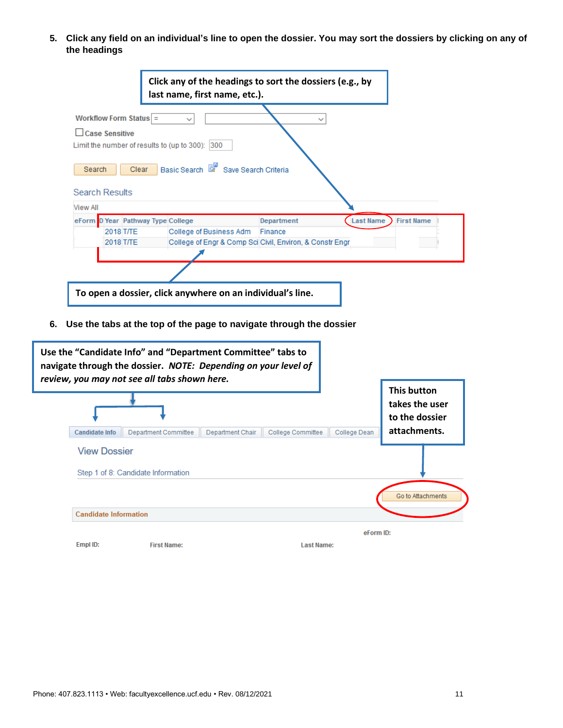5. **Click any field on an individual's line to open the dossier. You may sort the dossiers by clicking on any of the headings**

**Click any of the headings to sort the dossiers (e.g., by last name, first name, etc.).**

Workflow Form Status =

Case Sensitive

Limit the number of results to (up to 300): 300

Search | Clear | Basic Search | Save Search Criteria

Search Results

View All

| eForm ID | Year | Pathway Type | College | Department | Last Name | First Name |
|---|---|---|---|---|---|---|
| | 2018 | T/TE | College of Business Adm | Finance | | |
| | 2018 | T/TE | College of Engr & Comp Sci | Civil, Environ, & Constr Engr | | |

**To open a dossier, click anywhere on an individual's line.**

6. **Use the tabs at the top of the page to navigate through the dossier**

**Use the "Candidate Info" and "Department Committee" tabs to navigate through the dossier. *NOTE: Depending on your level of review, you may not see all tabs shown here.***

**This button takes the user to the dossier attachments.**

Candidate Info | Department Committee | Department Chair | College Committee | College Dean

View Dossier

Step 1 of 8: Candidate Information

Go to Attachments

Candidate Information

eForm ID:

Empl ID: First Name: Last Name: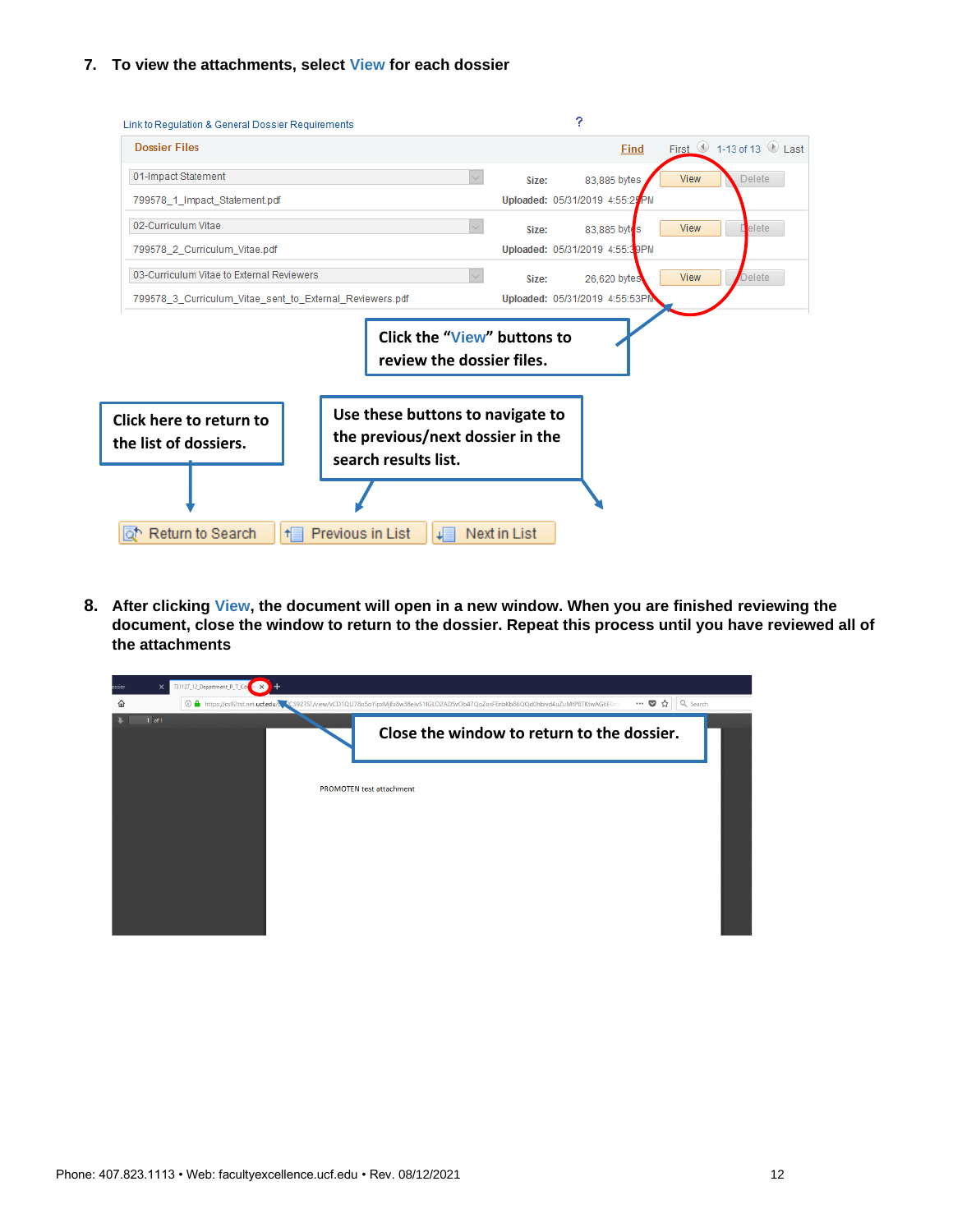7. **To view the attachments, select View for each dossier**

Link to Regulation & General Dossier Requirements

**Dossier Files** — Find — First 1-13 of 13 Last

| | | | |
|---|---|---|---|
| 01-Impact Statement | Size: 83,885 bytes | View | Delete |
| 799578_1_Impact_Statement.pdf | Uploaded: 05/31/2019 4:55:25PM | | |
| 02-Curriculum Vitae | Size: 83,885 bytes | View | Delete |
| 799578_2_Curriculum_Vitae.pdf | Uploaded: 05/31/2019 4:55:39PM | | |
| 03-Curriculum Vitae to External Reviewers | Size: 26,620 bytes | View | Delete |
| 799578_3_Curriculum_Vitae_sent_to_External_Reviewers.pdf | Uploaded: 05/31/2019 4:55:53PM | | |

Click the "View" buttons to review the dossier files.

Click here to return to the list of dossiers.

Use these buttons to navigate to the previous/next dossier in the search results list.

Return to Search | Previous in List | Next in List

8. **After clicking View, the document will open in a new window. When you are finished reviewing the document, close the window to return to the dossier. Repeat this process until you have reviewed all of the attachments**

Close the window to return to the dossier.

PROMOTEN test attachment

Phone: 407.823.1113 • Web: facultyexcellence.ucf.edu • Rev. 08/12/2021